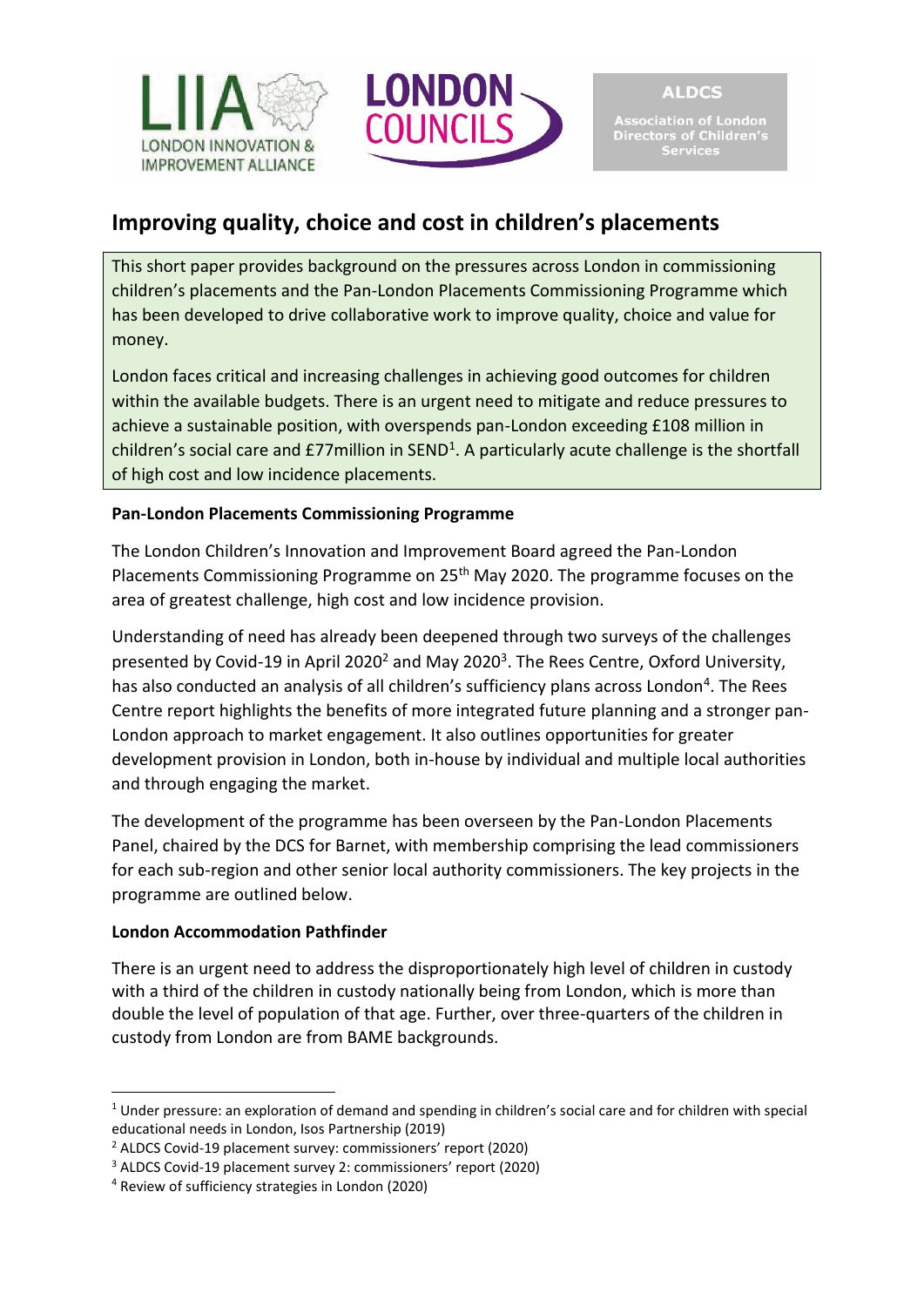# Improving quality, choice and cost in children's placements

This short paper provides background on the pressures across London in commissioning children's placements and the Pan-London Placements Commissioning Programme which has been developed to drive collaborative work to improve quality, choice and value for money.

London faces critical and increasing challenges in achieving good outcomes for children within the available budgets. There is an urgent need to mitigate and reduce pressures to achieve a sustainable position, with overspends pan-London exceeding £108 million in children's social care and £77million in SEND[1]. A particularly acute challenge is the shortfall of high cost and low incidence placements.

**Pan-London Placements Commissioning Programme**

The London Children's Innovation and Improvement Board agreed the Pan-London Placements Commissioning Programme on 25th May 2020. The programme focuses on the area of greatest challenge, high cost and low incidence provision.

Understanding of need has already been deepened through two surveys of the challenges presented by Covid-19 in April 2020[2] and May 2020[3]. The Rees Centre, Oxford University, has also conducted an analysis of all children's sufficiency plans across London[4]. The Rees Centre report highlights the benefits of more integrated future planning and a stronger pan-London approach to market engagement. It also outlines opportunities for greater development provision in London, both in-house by individual and multiple local authorities and through engaging the market.

The development of the programme has been overseen by the Pan-London Placements Panel, chaired by the DCS for Barnet, with membership comprising the lead commissioners for each sub-region and other senior local authority commissioners. The key projects in the programme are outlined below.

**London Accommodation Pathfinder**

There is an urgent need to address the disproportionately high level of children in custody with a third of the children in custody nationally being from London, which is more than double the level of population of that age. Further, over three-quarters of the children in custody from London are from BAME backgrounds.

---

[1] Under pressure: an exploration of demand and spending in children's social care and for children with special educational needs in London, Isos Partnership (2019)

[2] ALDCS Covid-19 placement survey: commissioners' report (2020)

[3] ALDCS Covid-19 placement survey 2: commissioners' report (2020)

[4] Review of sufficiency strategies in London (2020)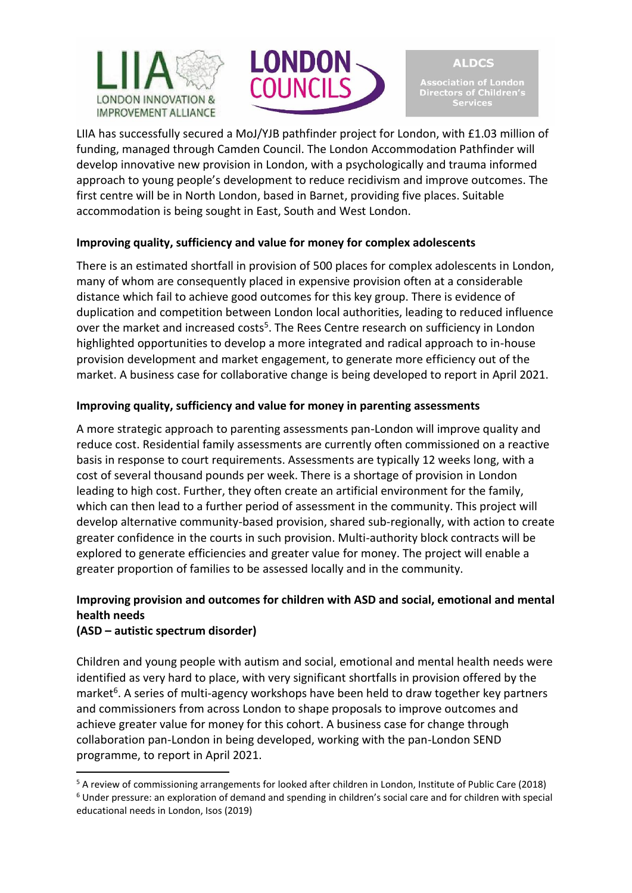LIIA has successfully secured a MoJ/YJB pathfinder project for London, with £1.03 million of funding, managed through Camden Council. The London Accommodation Pathfinder will develop innovative new provision in London, with a psychologically and trauma informed approach to young people's development to reduce recidivism and improve outcomes. The first centre will be in North London, based in Barnet, providing five places. Suitable accommodation is being sought in East, South and West London.

**Improving quality, sufficiency and value for money for complex adolescents**

There is an estimated shortfall in provision of 500 places for complex adolescents in London, many of whom are consequently placed in expensive provision often at a considerable distance which fail to achieve good outcomes for this key group. There is evidence of duplication and competition between London local authorities, leading to reduced influence over the market and increased costs[5]. The Rees Centre research on sufficiency in London highlighted opportunities to develop a more integrated and radical approach to in-house provision development and market engagement, to generate more efficiency out of the market. A business case for collaborative change is being developed to report in April 2021.

**Improving quality, sufficiency and value for money in parenting assessments**

A more strategic approach to parenting assessments pan-London will improve quality and reduce cost. Residential family assessments are currently often commissioned on a reactive basis in response to court requirements. Assessments are typically 12 weeks long, with a cost of several thousand pounds per week. There is a shortage of provision in London leading to high cost. Further, they often create an artificial environment for the family, which can then lead to a further period of assessment in the community. This project will develop alternative community-based provision, shared sub-regionally, with action to create greater confidence in the courts in such provision. Multi-authority block contracts will be explored to generate efficiencies and greater value for money. The project will enable a greater proportion of families to be assessed locally and in the community.

**Improving provision and outcomes for children with ASD and social, emotional and mental health needs**
**(ASD – autistic spectrum disorder)**

Children and young people with autism and social, emotional and mental health needs were identified as very hard to place, with very significant shortfalls in provision offered by the market[6]. A series of multi-agency workshops have been held to draw together key partners and commissioners from across London to shape proposals to improve outcomes and achieve greater value for money for this cohort. A business case for change through collaboration pan-London in being developed, working with the pan-London SEND programme, to report in April 2021.

---

[5] A review of commissioning arrangements for looked after children in London, Institute of Public Care (2018)

[6] Under pressure: an exploration of demand and spending in children's social care and for children with special educational needs in London, Isos (2019)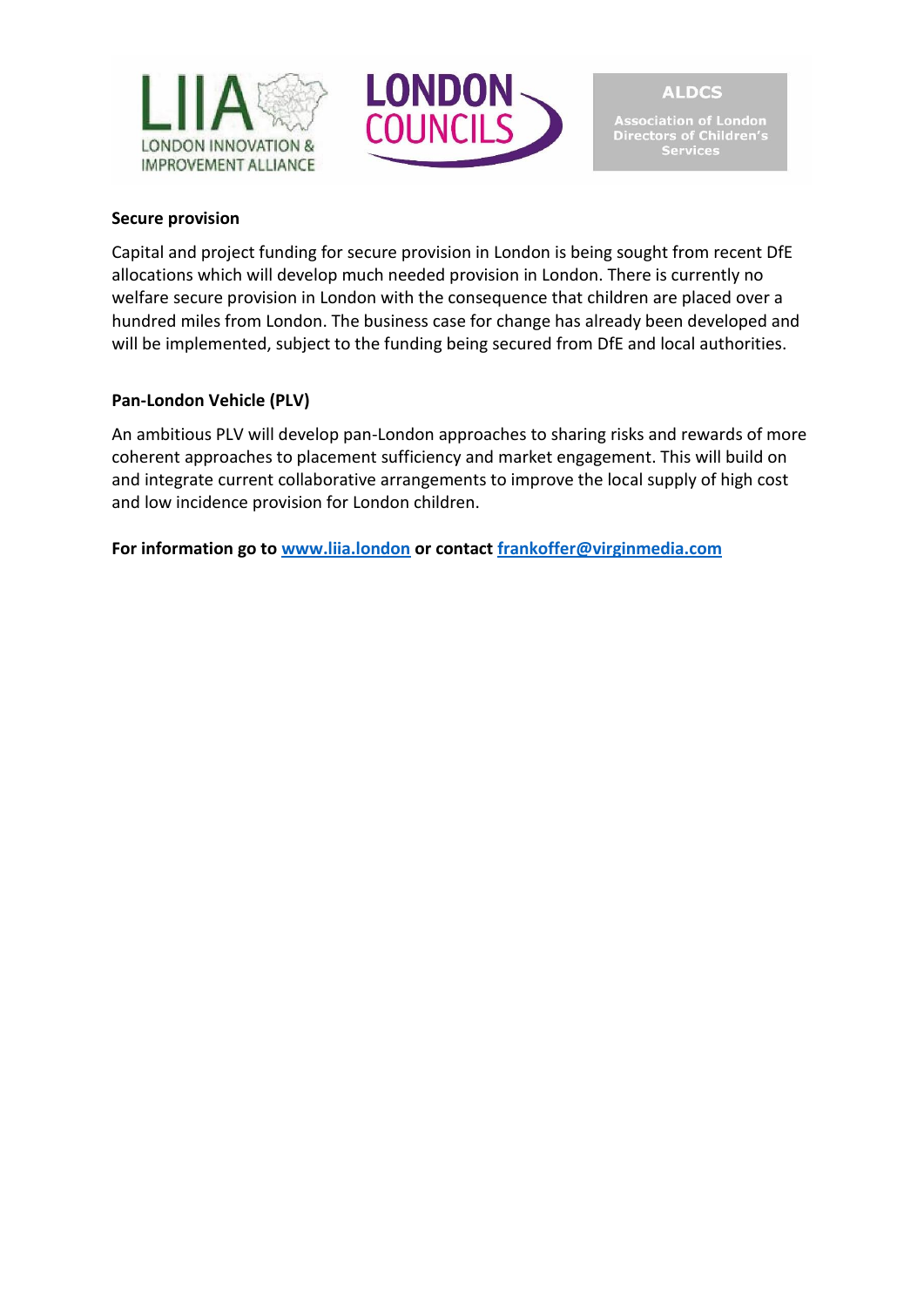**Secure provision**

Capital and project funding for secure provision in London is being sought from recent DfE allocations which will develop much needed provision in London. There is currently no welfare secure provision in London with the consequence that children are placed over a hundred miles from London. The business case for change has already been developed and will be implemented, subject to the funding being secured from DfE and local authorities.

**Pan-London Vehicle (PLV)**

An ambitious PLV will develop pan-London approaches to sharing risks and rewards of more coherent approaches to placement sufficiency and market engagement. This will build on and integrate current collaborative arrangements to improve the local supply of high cost and low incidence provision for London children.

**For information go to [www.liia.london](http://www.liia.london) or contact [frankoffer@virginmedia.com](mailto:frankoffer@virginmedia.com)**